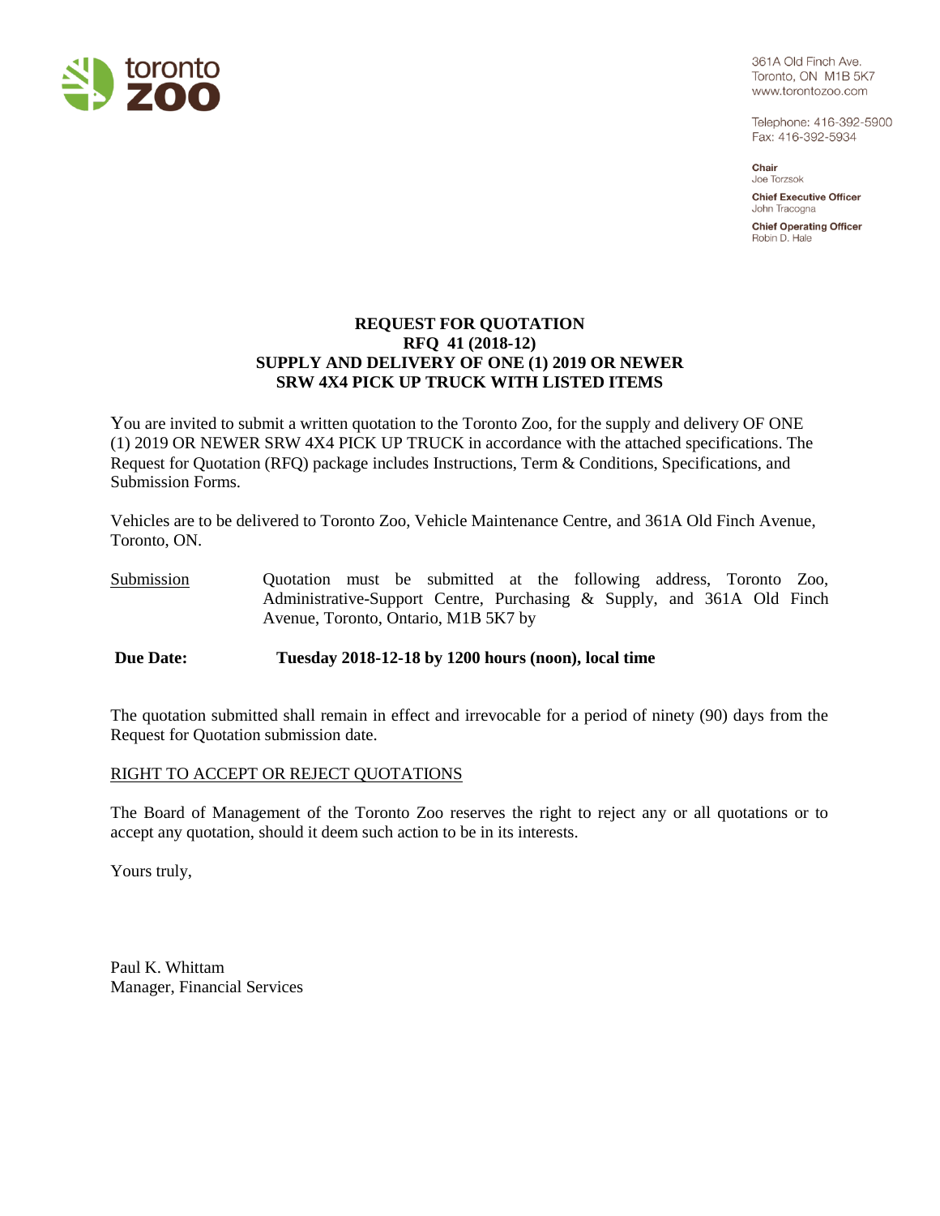361A Old Finch Ave.
Toronto, ON M1B 5K7
www.torontozoo.com

Telephone: 416-392-5900
Fax: 416-392-5934

**Chair**
Joe Torzsok

**Chief Executive Officer**
John Tracogna

**Chief Operating Officer**
Robin D. Hale

# REQUEST FOR QUOTATION
## RFQ 41 (2018-12)
## SUPPLY AND DELIVERY OF ONE (1) 2019 OR NEWER SRW 4X4 PICK UP TRUCK WITH LISTED ITEMS

You are invited to submit a written quotation to the Toronto Zoo, for the supply and delivery OF ONE (1) 2019 OR NEWER SRW 4X4 PICK UP TRUCK in accordance with the attached specifications. The Request for Quotation (RFQ) package includes Instructions, Term & Conditions, Specifications, and Submission Forms.

Vehicles are to be delivered to Toronto Zoo, Vehicle Maintenance Centre, and 361A Old Finch Avenue, Toronto, ON.

Submission: Quotation must be submitted at the following address, Toronto Zoo, Administrative-Support Centre, Purchasing & Supply, and 361A Old Finch Avenue, Toronto, Ontario, M1B 5K7 by

**Due Date: Tuesday 2018-12-18 by 1200 hours (noon), local time**

The quotation submitted shall remain in effect and irrevocable for a period of ninety (90) days from the Request for Quotation submission date.

RIGHT TO ACCEPT OR REJECT QUOTATIONS

The Board of Management of the Toronto Zoo reserves the right to reject any or all quotations or to accept any quotation, should it deem such action to be in its interests.

Yours truly,

Paul K. Whittam
Manager, Financial Services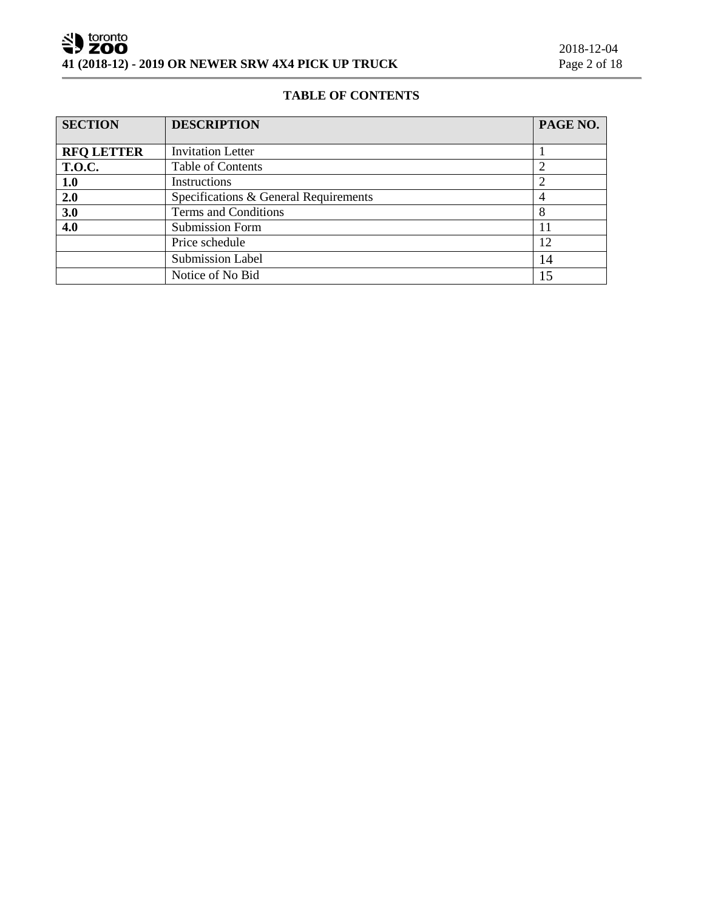## TABLE OF CONTENTS

| SECTION | DESCRIPTION | PAGE NO. |
|---|---|---|
| **RFQ LETTER** | Invitation Letter | 1 |
| **T.O.C.** | Table of Contents | 2 |
| **1.0** | Instructions | 2 |
| **2.0** | Specifications & General Requirements | 4 |
| **3.0** | Terms and Conditions | 8 |
| **4.0** | Submission Form | 11 |
| | Price schedule | 12 |
| | Submission Label | 14 |
| | Notice of No Bid | 15 |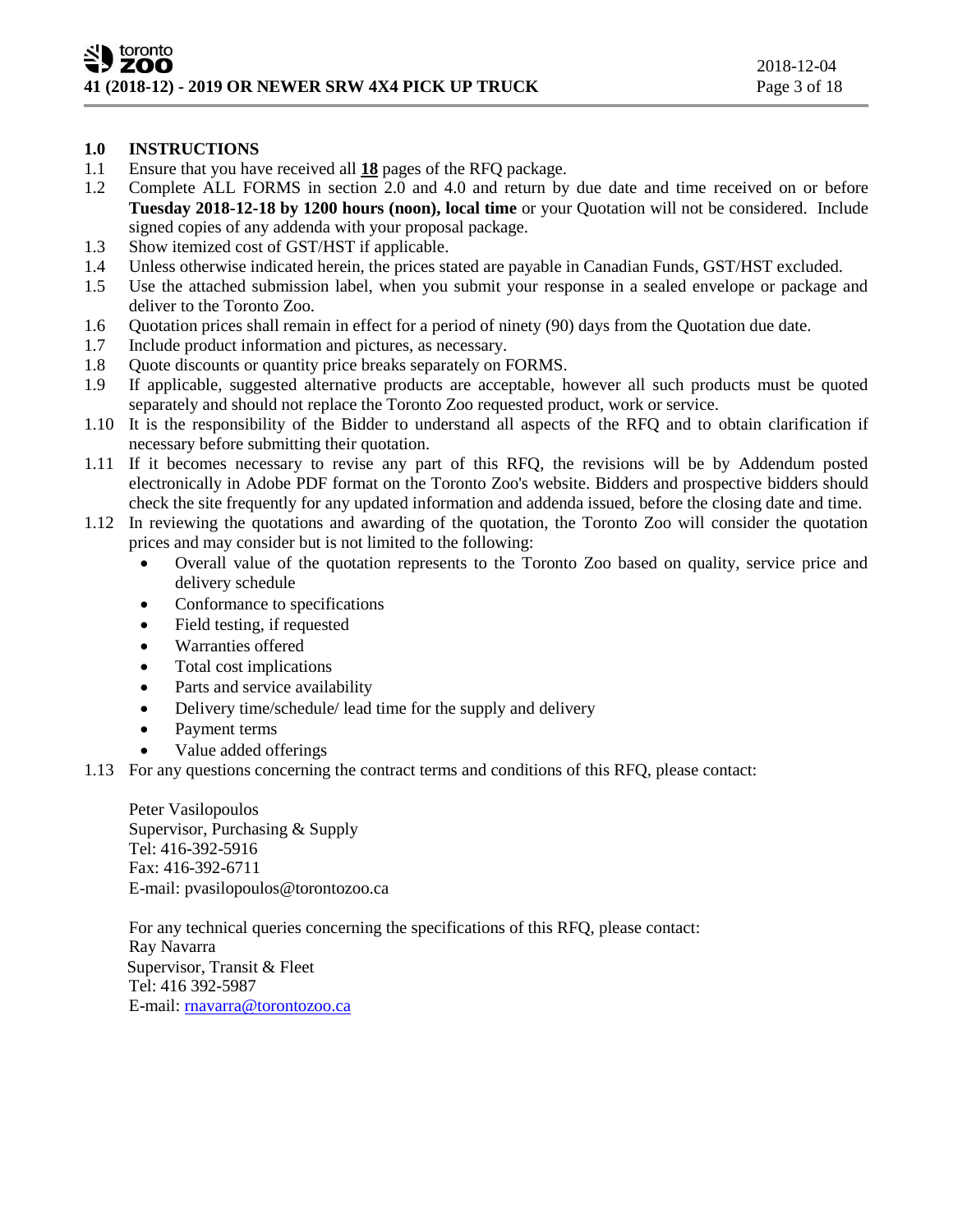## 1.0 INSTRUCTIONS

1.1 Ensure that you have received all **18** pages of the RFQ package.

1.2 Complete ALL FORMS in section 2.0 and 4.0 and return by due date and time received on or before **Tuesday 2018-12-18 by 1200 hours (noon), local time** or your Quotation will not be considered. Include signed copies of any addenda with your proposal package.

1.3 Show itemized cost of GST/HST if applicable.

1.4 Unless otherwise indicated herein, the prices stated are payable in Canadian Funds, GST/HST excluded.

1.5 Use the attached submission label, when you submit your response in a sealed envelope or package and deliver to the Toronto Zoo.

1.6 Quotation prices shall remain in effect for a period of ninety (90) days from the Quotation due date.

1.7 Include product information and pictures, as necessary.

1.8 Quote discounts or quantity price breaks separately on FORMS.

1.9 If applicable, suggested alternative products are acceptable, however all such products must be quoted separately and should not replace the Toronto Zoo requested product, work or service.

1.10 It is the responsibility of the Bidder to understand all aspects of the RFQ and to obtain clarification if necessary before submitting their quotation.

1.11 If it becomes necessary to revise any part of this RFQ, the revisions will be by Addendum posted electronically in Adobe PDF format on the Toronto Zoo's website. Bidders and prospective bidders should check the site frequently for any updated information and addenda issued, before the closing date and time.

1.12 In reviewing the quotations and awarding of the quotation, the Toronto Zoo will consider the quotation prices and may consider but is not limited to the following:

- Overall value of the quotation represents to the Toronto Zoo based on quality, service price and delivery schedule
- Conformance to specifications
- Field testing, if requested
- Warranties offered
- Total cost implications
- Parts and service availability
- Delivery time/schedule/ lead time for the supply and delivery
- Payment terms
- Value added offerings

1.13 For any questions concerning the contract terms and conditions of this RFQ, please contact:

Peter Vasilopoulos
Supervisor, Purchasing & Supply
Tel: 416-392-5916
Fax: 416-392-6711
E-mail: pvasilopoulos@torontozoo.ca

For any technical queries concerning the specifications of this RFQ, please contact:
Ray Navarra
Supervisor, Transit & Fleet
Tel: 416 392-5987
E-mail: rnavarra@torontozoo.ca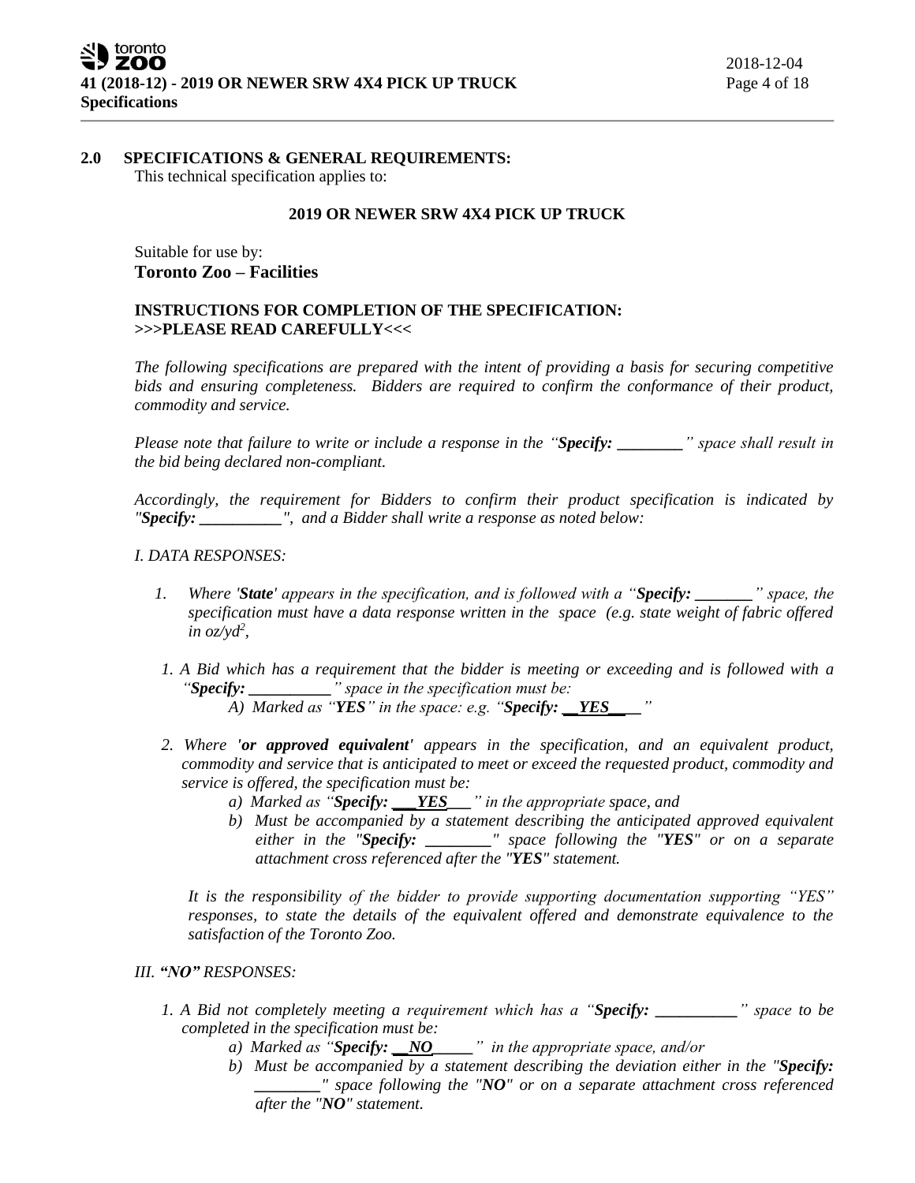## 2.0 SPECIFICATIONS & GENERAL REQUIREMENTS:

This technical specification applies to:

**2019 OR NEWER SRW 4X4 PICK UP TRUCK**

Suitable for use by:
**Toronto Zoo – Facilities**

**INSTRUCTIONS FOR COMPLETION OF THE SPECIFICATION:**
**>>>PLEASE READ CAREFULLY<<<**

*The following specifications are prepared with the intent of providing a basis for securing competitive bids and ensuring completeness. Bidders are required to confirm the conformance of their product, commodity and service.*

*Please note that failure to write or include a response in the "**Specify: ________**" space shall result in the bid being declared non-compliant.*

*Accordingly, the requirement for Bidders to confirm their product specification is indicated by "**Specify: __________**", and a Bidder shall write a response as noted below:*

*I. DATA RESPONSES:*

1. *Where '**State**' appears in the specification, and is followed with a "**Specify: _______**" space, the specification must have a data response written in the space (e.g. state weight of fabric offered in oz/yd$^2$,*

1. *A Bid which has a requirement that the bidder is meeting or exceeding and is followed with a "**Specify: __________**" space in the specification must be:*
   - *A) Marked as "**YES**" in the space: e.g. "**Specify: __YES____**"*

2. *Where **'or approved equivalent'** appears in the specification, and an equivalent product, commodity and service that is anticipated to meet or exceed the requested product, commodity and service is offered, the specification must be:*
   - *a) Marked as "**Specify: ___YES___**" in the appropriate space, and*
   - *b) Must be accompanied by a statement describing the anticipated approved equivalent either in the "**Specify: ________**" space following the "**YES**" or on a separate attachment cross referenced after the "**YES**" statement.*

   *It is the responsibility of the bidder to provide supporting documentation supporting "YES" responses, to state the details of the equivalent offered and demonstrate equivalence to the satisfaction of the Toronto Zoo.*

*III. **"NO"** RESPONSES:*

1. *A Bid not completely meeting a requirement which has a "**Specify: __________**" space to be completed in the specification must be:*
   - *a) Marked as "**Specify: __NO_____**" in the appropriate space, and/or*
   - *b) Must be accompanied by a statement describing the deviation either in the "**Specify: ________**" space following the "**NO**" or on a separate attachment cross referenced after the "**NO**" statement.*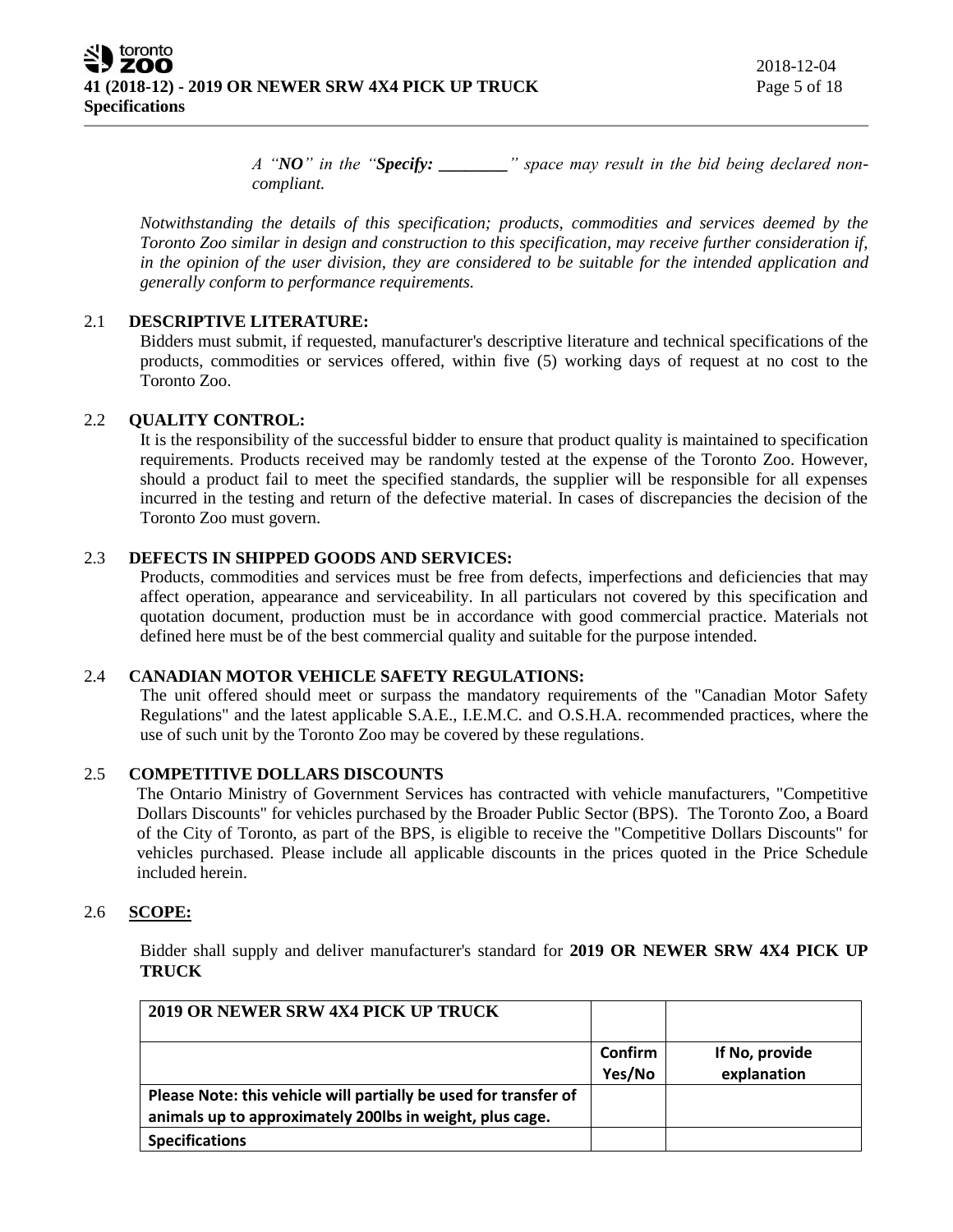*A "**NO**" in the "**Specify: ________**" space may result in the bid being declared non-compliant.*

*Notwithstanding the details of this specification; products, commodities and services deemed by the Toronto Zoo similar in design and construction to this specification, may receive further consideration if, in the opinion of the user division, they are considered to be suitable for the intended application and generally conform to performance requirements.*

### 2.1 DESCRIPTIVE LITERATURE:

Bidders must submit, if requested, manufacturer's descriptive literature and technical specifications of the products, commodities or services offered, within five (5) working days of request at no cost to the Toronto Zoo.

### 2.2 QUALITY CONTROL:

It is the responsibility of the successful bidder to ensure that product quality is maintained to specification requirements. Products received may be randomly tested at the expense of the Toronto Zoo. However, should a product fail to meet the specified standards, the supplier will be responsible for all expenses incurred in the testing and return of the defective material. In cases of discrepancies the decision of the Toronto Zoo must govern.

### 2.3 DEFECTS IN SHIPPED GOODS AND SERVICES:

Products, commodities and services must be free from defects, imperfections and deficiencies that may affect operation, appearance and serviceability. In all particulars not covered by this specification and quotation document, production must be in accordance with good commercial practice. Materials not defined here must be of the best commercial quality and suitable for the purpose intended.

### 2.4 CANADIAN MOTOR VEHICLE SAFETY REGULATIONS:

The unit offered should meet or surpass the mandatory requirements of the "Canadian Motor Safety Regulations" and the latest applicable S.A.E., I.E.M.C. and O.S.H.A. recommended practices, where the use of such unit by the Toronto Zoo may be covered by these regulations.

### 2.5 COMPETITIVE DOLLARS DISCOUNTS

The Ontario Ministry of Government Services has contracted with vehicle manufacturers, "Competitive Dollars Discounts" for vehicles purchased by the Broader Public Sector (BPS). The Toronto Zoo, a Board of the City of Toronto, as part of the BPS, is eligible to receive the "Competitive Dollars Discounts" for vehicles purchased. Please include all applicable discounts in the prices quoted in the Price Schedule included herein.

### 2.6 SCOPE:

Bidder shall supply and deliver manufacturer's standard for **2019 OR NEWER SRW 4X4 PICK UP TRUCK**

| 2019 OR NEWER SRW 4X4 PICK UP TRUCK | | |
|---|---|---|
| | **Confirm Yes/No** | **If No, provide explanation** |
| **Please Note: this vehicle will partially be used for transfer of animals up to approximately 200lbs in weight, plus cage.** | | |
| **Specifications** | | |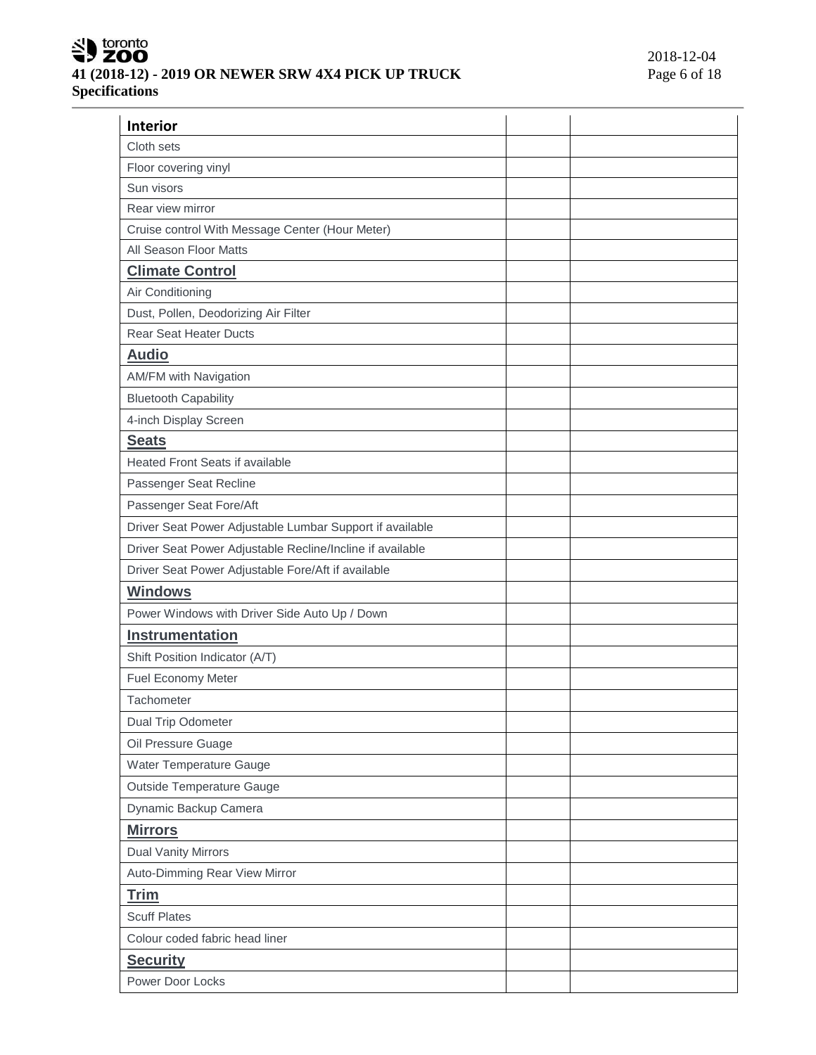| Interior | | |
|---|---|---|
| Cloth sets | | |
| Floor covering vinyl | | |
| Sun visors | | |
| Rear view mirror | | |
| Cruise control With Message Center (Hour Meter) | | |
| All Season Floor Matts | | |
| **Climate Control** | | |
| Air Conditioning | | |
| Dust, Pollen, Deodorizing Air Filter | | |
| Rear Seat Heater Ducts | | |
| **Audio** | | |
| AM/FM with Navigation | | |
| Bluetooth Capability | | |
| 4-inch Display Screen | | |
| **Seats** | | |
| Heated Front Seats if available | | |
| Passenger Seat Recline | | |
| Passenger Seat Fore/Aft | | |
| Driver Seat Power Adjustable Lumbar Support if available | | |
| Driver Seat Power Adjustable Recline/Incline if available | | |
| Driver Seat Power Adjustable Fore/Aft if available | | |
| **Windows** | | |
| Power Windows with Driver Side Auto Up / Down | | |
| **Instrumentation** | | |
| Shift Position Indicator (A/T) | | |
| Fuel Economy Meter | | |
| Tachometer | | |
| Dual Trip Odometer | | |
| Oil Pressure Guage | | |
| Water Temperature Gauge | | |
| Outside Temperature Gauge | | |
| Dynamic Backup Camera | | |
| **Mirrors** | | |
| Dual Vanity Mirrors | | |
| Auto-Dimming Rear View Mirror | | |
| **Trim** | | |
| Scuff Plates | | |
| Colour coded fabric head liner | | |
| **Security** | | |
| Power Door Locks | | |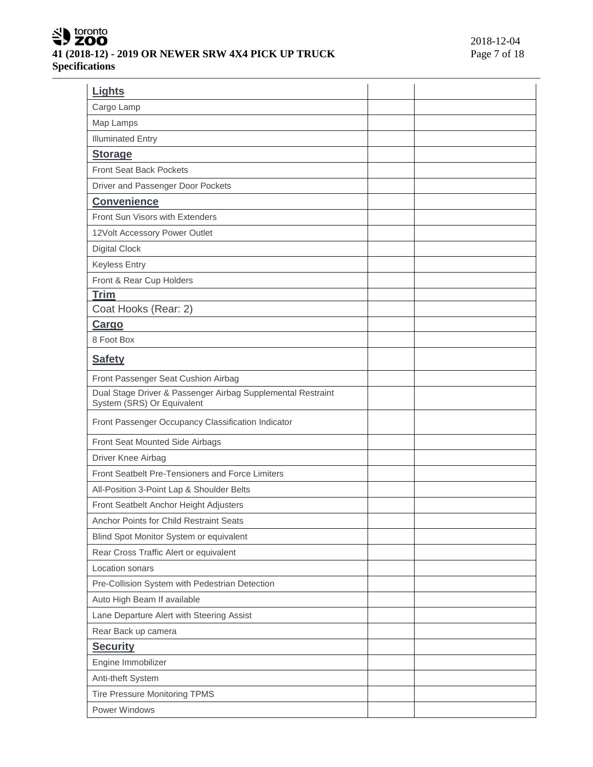| | | |
|---|---|---|
| **Lights** | | |
| Cargo Lamp | | |
| Map Lamps | | |
| Illuminated Entry | | |
| **Storage** | | |
| Front Seat Back Pockets | | |
| Driver and Passenger Door Pockets | | |
| **Convenience** | | |
| Front Sun Visors with Extenders | | |
| 12Volt Accessory Power Outlet | | |
| Digital Clock | | |
| Keyless Entry | | |
| Front & Rear Cup Holders | | |
| **Trim** | | |
| Coat Hooks (Rear: 2) | | |
| **Cargo** | | |
| 8 Foot Box | | |
| **Safety** | | |
| Front Passenger Seat Cushion Airbag | | |
| Dual Stage Driver & Passenger Airbag Supplemental Restraint System (SRS) Or Equivalent | | |
| Front Passenger Occupancy Classification Indicator | | |
| Front Seat Mounted Side Airbags | | |
| Driver Knee Airbag | | |
| Front Seatbelt Pre-Tensioners and Force Limiters | | |
| All-Position 3-Point Lap & Shoulder Belts | | |
| Front Seatbelt Anchor Height Adjusters | | |
| Anchor Points for Child Restraint Seats | | |
| Blind Spot Monitor System or equivalent | | |
| Rear Cross Traffic Alert or equivalent | | |
| Location sonars | | |
| Pre-Collision System with Pedestrian Detection | | |
| Auto High Beam If available | | |
| Lane Departure Alert with Steering Assist | | |
| Rear Back up camera | | |
| **Security** | | |
| Engine Immobilizer | | |
| Anti-theft System | | |
| Tire Pressure Monitoring TPMS | | |
| Power Windows | | |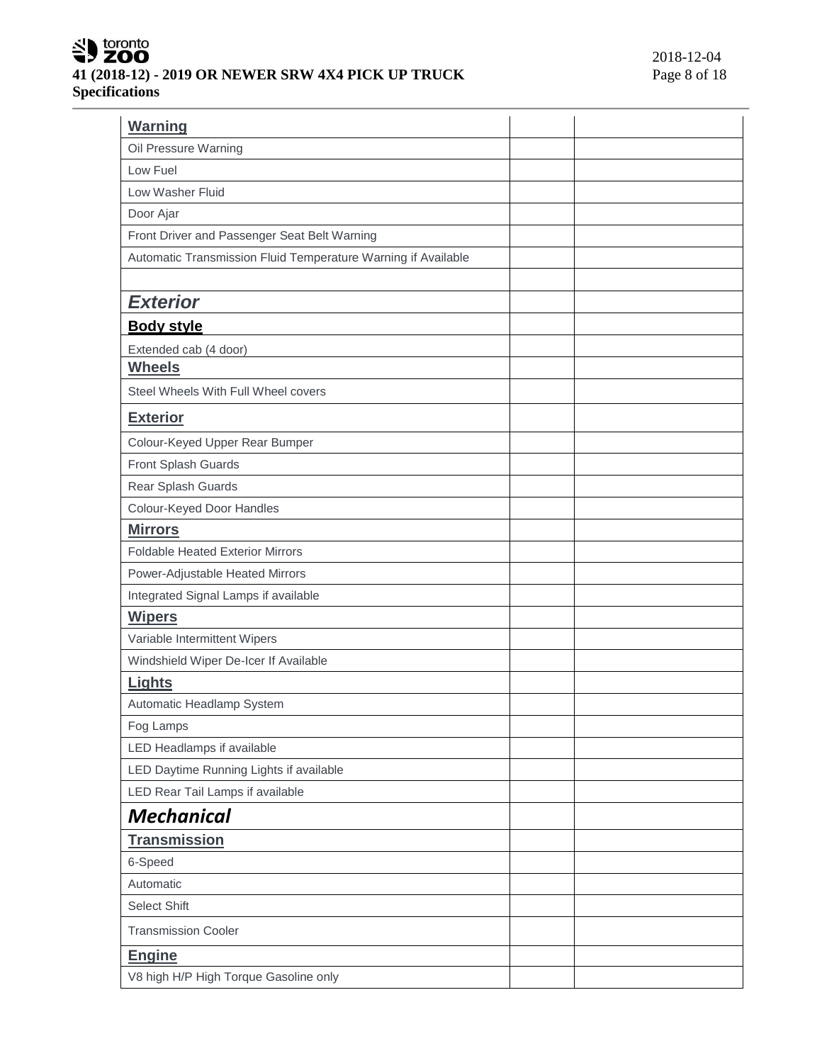| **Warning** | | |
|---|---|---|
| Oil Pressure Warning | | |
| Low Fuel | | |
| Low Washer Fluid | | |
| Door Ajar | | |
| Front Driver and Passenger Seat Belt Warning | | |
| Automatic Transmission Fluid Temperature Warning if Available | | |
| | | |
| ***Exterior*** | | |
| **Body style** | | |
| Extended cab (4 door) | | |
| **Wheels** | | |
| Steel Wheels With Full Wheel covers | | |
| **Exterior** | | |
| Colour-Keyed Upper Rear Bumper | | |
| Front Splash Guards | | |
| Rear Splash Guards | | |
| Colour-Keyed Door Handles | | |
| **Mirrors** | | |
| Foldable Heated Exterior Mirrors | | |
| Power-Adjustable Heated Mirrors | | |
| Integrated Signal Lamps if available | | |
| **Wipers** | | |
| Variable Intermittent Wipers | | |
| Windshield Wiper De-Icer If Available | | |
| **Lights** | | |
| Automatic Headlamp System | | |
| Fog Lamps | | |
| LED Headlamps if available | | |
| LED Daytime Running Lights if available | | |
| LED Rear Tail Lamps if available | | |
| ***Mechanical*** | | |
| **Transmission** | | |
| 6-Speed | | |
| Automatic | | |
| Select Shift | | |
| Transmission Cooler | | |
| **Engine** | | |
| V8 high H/P High Torque Gasoline only | | |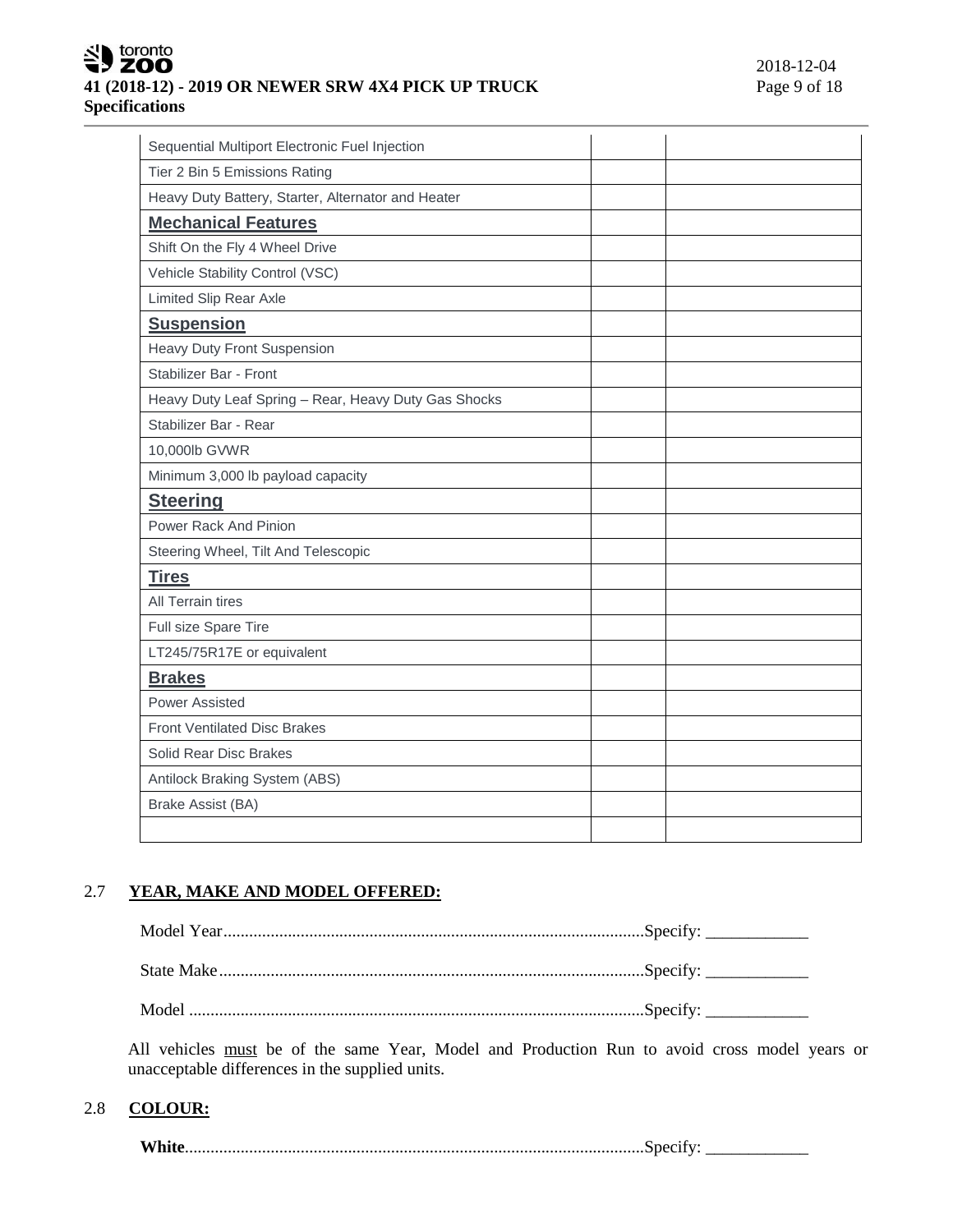| Sequential Multiport Electronic Fuel Injection | | |
|---|---|---|
| Tier 2 Bin 5 Emissions Rating | | |
| Heavy Duty Battery, Starter, Alternator and Heater | | |
| **Mechanical Features** | | |
| Shift On the Fly 4 Wheel Drive | | |
| Vehicle Stability Control (VSC) | | |
| Limited Slip Rear Axle | | |
| **Suspension** | | |
| Heavy Duty Front Suspension | | |
| Stabilizer Bar - Front | | |
| Heavy Duty Leaf Spring – Rear, Heavy Duty Gas Shocks | | |
| Stabilizer Bar - Rear | | |
| 10,000lb GVWR | | |
| Minimum 3,000 lb payload capacity | | |
| **Steering** | | |
| Power Rack And Pinion | | |
| Steering Wheel, Tilt And Telescopic | | |
| **Tires** | | |
| All Terrain tires | | |
| Full size Spare Tire | | |
| LT245/75R17E or equivalent | | |
| **Brakes** | | |
| Power Assisted | | |
| Front Ventilated Disc Brakes | | |
| Solid Rear Disc Brakes | | |
| Antilock Braking System (ABS) | | |
| Brake Assist (BA) | | |
| | | |

## 2.7 YEAR, MAKE AND MODEL OFFERED:

Model Year..........................................................................................Specify: ____________

State Make...........................................................................................Specify: ____________

Model ..................................................................................................Specify: ____________

All vehicles must be of the same Year, Model and Production Run to avoid cross model years or unacceptable differences in the supplied units.

## 2.8 COLOUR:

**White**..................................................................................................Specify: ____________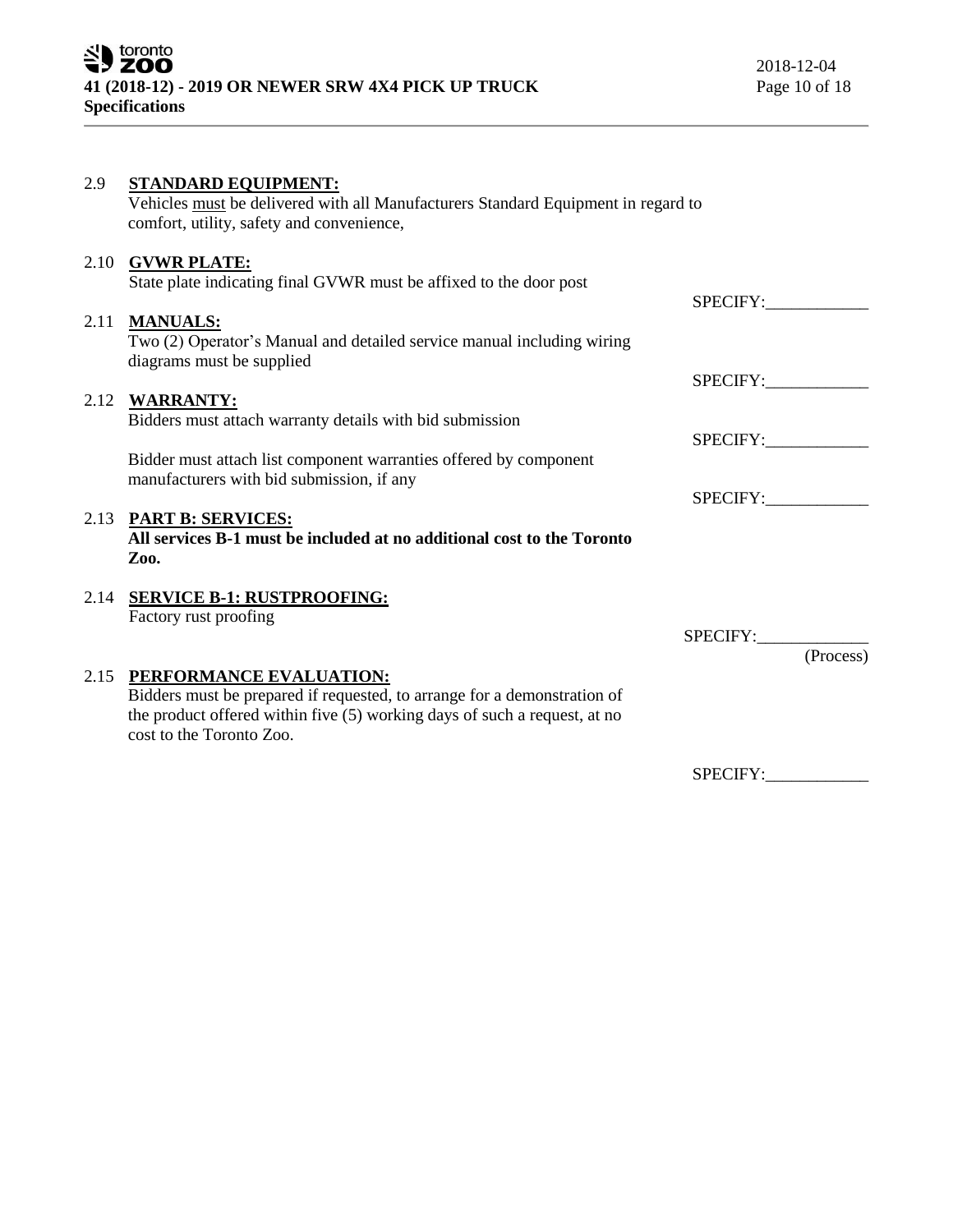2.9 **STANDARD EQUIPMENT:**
Vehicles must be delivered with all Manufacturers Standard Equipment in regard to comfort, utility, safety and convenience,

2.10 **GVWR PLATE:**
State plate indicating final GVWR must be affixed to the door post

SPECIFY:____________

2.11 **MANUALS:**
Two (2) Operator's Manual and detailed service manual including wiring diagrams must be supplied

SPECIFY:____________

2.12 **WARRANTY:**
Bidders must attach warranty details with bid submission

SPECIFY:____________

Bidder must attach list component warranties offered by component manufacturers with bid submission, if any

SPECIFY:____________

2.13 **PART B: SERVICES:**
**All services B-1 must be included at no additional cost to the Toronto Zoo.**

2.14 **SERVICE B-1: RUSTPROOFING:**
Factory rust proofing

SPECIFY:____________
(Process)

2.15 **PERFORMANCE EVALUATION:**
Bidders must be prepared if requested, to arrange for a demonstration of the product offered within five (5) working days of such a request, at no cost to the Toronto Zoo.

SPECIFY:____________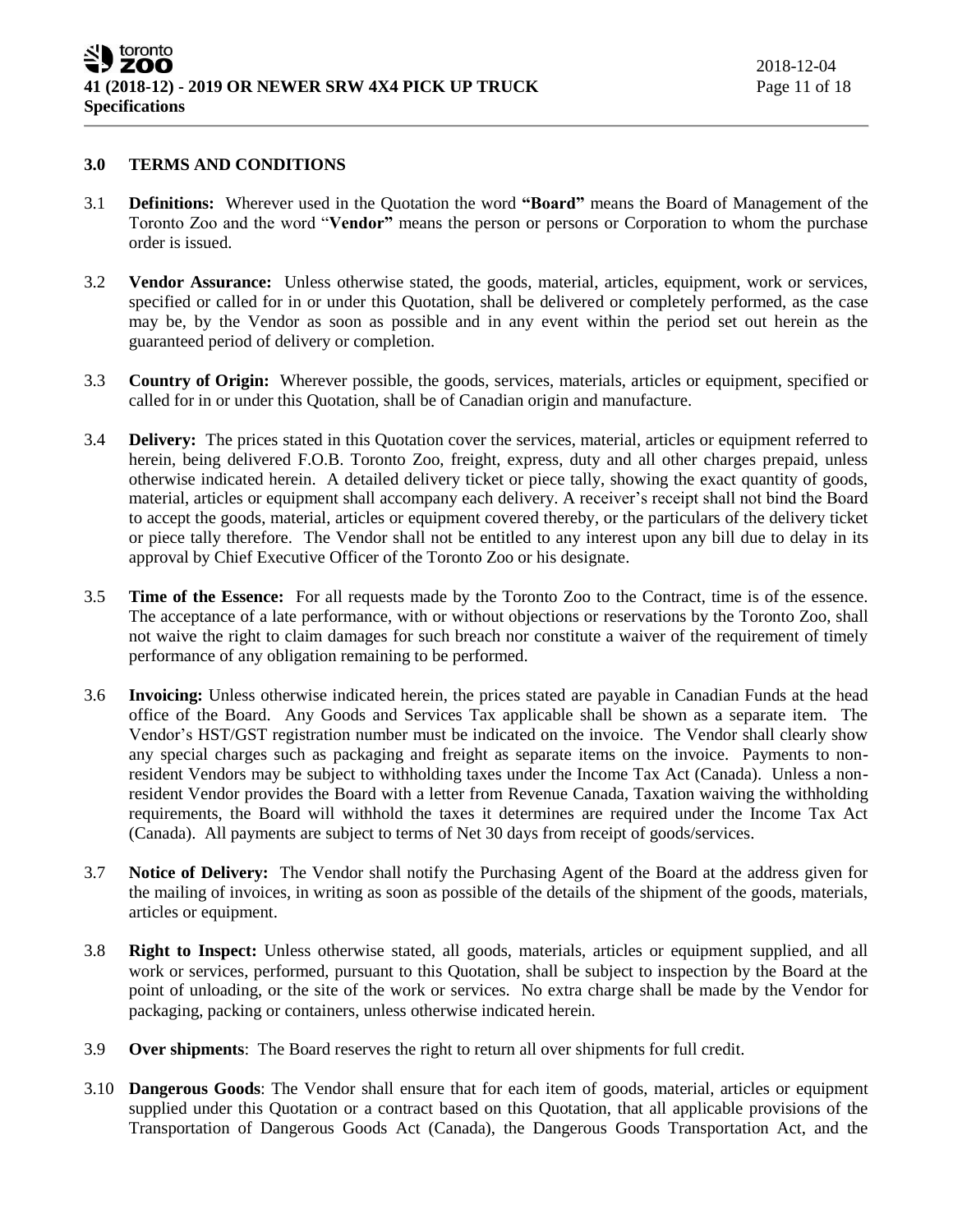## 3.0 TERMS AND CONDITIONS

3.1 **Definitions:** Wherever used in the Quotation the word **"Board"** means the Board of Management of the Toronto Zoo and the word "**Vendor**" means the person or persons or Corporation to whom the purchase order is issued.

3.2 **Vendor Assurance:** Unless otherwise stated, the goods, material, articles, equipment, work or services, specified or called for in or under this Quotation, shall be delivered or completely performed, as the case may be, by the Vendor as soon as possible and in any event within the period set out herein as the guaranteed period of delivery or completion.

3.3 **Country of Origin:** Wherever possible, the goods, services, materials, articles or equipment, specified or called for in or under this Quotation, shall be of Canadian origin and manufacture.

3.4 **Delivery:** The prices stated in this Quotation cover the services, material, articles or equipment referred to herein, being delivered F.O.B. Toronto Zoo, freight, express, duty and all other charges prepaid, unless otherwise indicated herein. A detailed delivery ticket or piece tally, showing the exact quantity of goods, material, articles or equipment shall accompany each delivery. A receiver's receipt shall not bind the Board to accept the goods, material, articles or equipment covered thereby, or the particulars of the delivery ticket or piece tally therefore. The Vendor shall not be entitled to any interest upon any bill due to delay in its approval by Chief Executive Officer of the Toronto Zoo or his designate.

3.5 **Time of the Essence:** For all requests made by the Toronto Zoo to the Contract, time is of the essence. The acceptance of a late performance, with or without objections or reservations by the Toronto Zoo, shall not waive the right to claim damages for such breach nor constitute a waiver of the requirement of timely performance of any obligation remaining to be performed.

3.6 **Invoicing:** Unless otherwise indicated herein, the prices stated are payable in Canadian Funds at the head office of the Board. Any Goods and Services Tax applicable shall be shown as a separate item. The Vendor's HST/GST registration number must be indicated on the invoice. The Vendor shall clearly show any special charges such as packaging and freight as separate items on the invoice. Payments to non-resident Vendors may be subject to withholding taxes under the Income Tax Act (Canada). Unless a non-resident Vendor provides the Board with a letter from Revenue Canada, Taxation waiving the withholding requirements, the Board will withhold the taxes it determines are required under the Income Tax Act (Canada). All payments are subject to terms of Net 30 days from receipt of goods/services.

3.7 **Notice of Delivery:** The Vendor shall notify the Purchasing Agent of the Board at the address given for the mailing of invoices, in writing as soon as possible of the details of the shipment of the goods, materials, articles or equipment.

3.8 **Right to Inspect:** Unless otherwise stated, all goods, materials, articles or equipment supplied, and all work or services, performed, pursuant to this Quotation, shall be subject to inspection by the Board at the point of unloading, or the site of the work or services. No extra charge shall be made by the Vendor for packaging, packing or containers, unless otherwise indicated herein.

3.9 **Over shipments**: The Board reserves the right to return all over shipments for full credit.

3.10 **Dangerous Goods**: The Vendor shall ensure that for each item of goods, material, articles or equipment supplied under this Quotation or a contract based on this Quotation, that all applicable provisions of the Transportation of Dangerous Goods Act (Canada), the Dangerous Goods Transportation Act, and the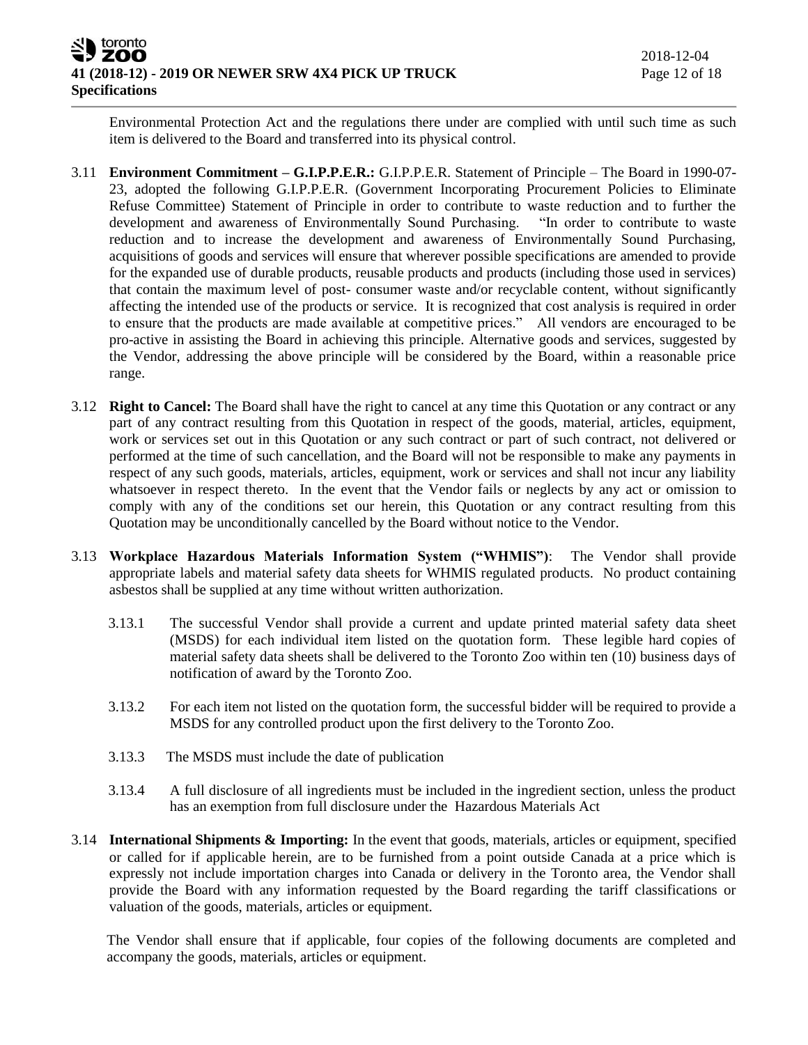Environmental Protection Act and the regulations there under are complied with until such time as such item is delivered to the Board and transferred into its physical control.

3.11 **Environment Commitment – G.I.P.P.E.R.:** G.I.P.P.E.R. Statement of Principle – The Board in 1990-07-23, adopted the following G.I.P.P.E.R. (Government Incorporating Procurement Policies to Eliminate Refuse Committee) Statement of Principle in order to contribute to waste reduction and to further the development and awareness of Environmentally Sound Purchasing. "In order to contribute to waste reduction and to increase the development and awareness of Environmentally Sound Purchasing, acquisitions of goods and services will ensure that wherever possible specifications are amended to provide for the expanded use of durable products, reusable products and products (including those used in services) that contain the maximum level of post- consumer waste and/or recyclable content, without significantly affecting the intended use of the products or service. It is recognized that cost analysis is required in order to ensure that the products are made available at competitive prices." All vendors are encouraged to be pro-active in assisting the Board in achieving this principle. Alternative goods and services, suggested by the Vendor, addressing the above principle will be considered by the Board, within a reasonable price range.

3.12 **Right to Cancel:** The Board shall have the right to cancel at any time this Quotation or any contract or any part of any contract resulting from this Quotation in respect of the goods, material, articles, equipment, work or services set out in this Quotation or any such contract or part of such contract, not delivered or performed at the time of such cancellation, and the Board will not be responsible to make any payments in respect of any such goods, materials, articles, equipment, work or services and shall not incur any liability whatsoever in respect thereto. In the event that the Vendor fails or neglects by any act or omission to comply with any of the conditions set our herein, this Quotation or any contract resulting from this Quotation may be unconditionally cancelled by the Board without notice to the Vendor.

3.13 **Workplace Hazardous Materials Information System ("WHMIS")**: The Vendor shall provide appropriate labels and material safety data sheets for WHMIS regulated products. No product containing asbestos shall be supplied at any time without written authorization.

3.13.1 The successful Vendor shall provide a current and update printed material safety data sheet (MSDS) for each individual item listed on the quotation form. These legible hard copies of material safety data sheets shall be delivered to the Toronto Zoo within ten (10) business days of notification of award by the Toronto Zoo.

3.13.2 For each item not listed on the quotation form, the successful bidder will be required to provide a MSDS for any controlled product upon the first delivery to the Toronto Zoo.

3.13.3 The MSDS must include the date of publication

3.13.4 A full disclosure of all ingredients must be included in the ingredient section, unless the product has an exemption from full disclosure under the Hazardous Materials Act

3.14 **International Shipments & Importing:** In the event that goods, materials, articles or equipment, specified or called for if applicable herein, are to be furnished from a point outside Canada at a price which is expressly not include importation charges into Canada or delivery in the Toronto area, the Vendor shall provide the Board with any information requested by the Board regarding the tariff classifications or valuation of the goods, materials, articles or equipment.

The Vendor shall ensure that if applicable, four copies of the following documents are completed and accompany the goods, materials, articles or equipment.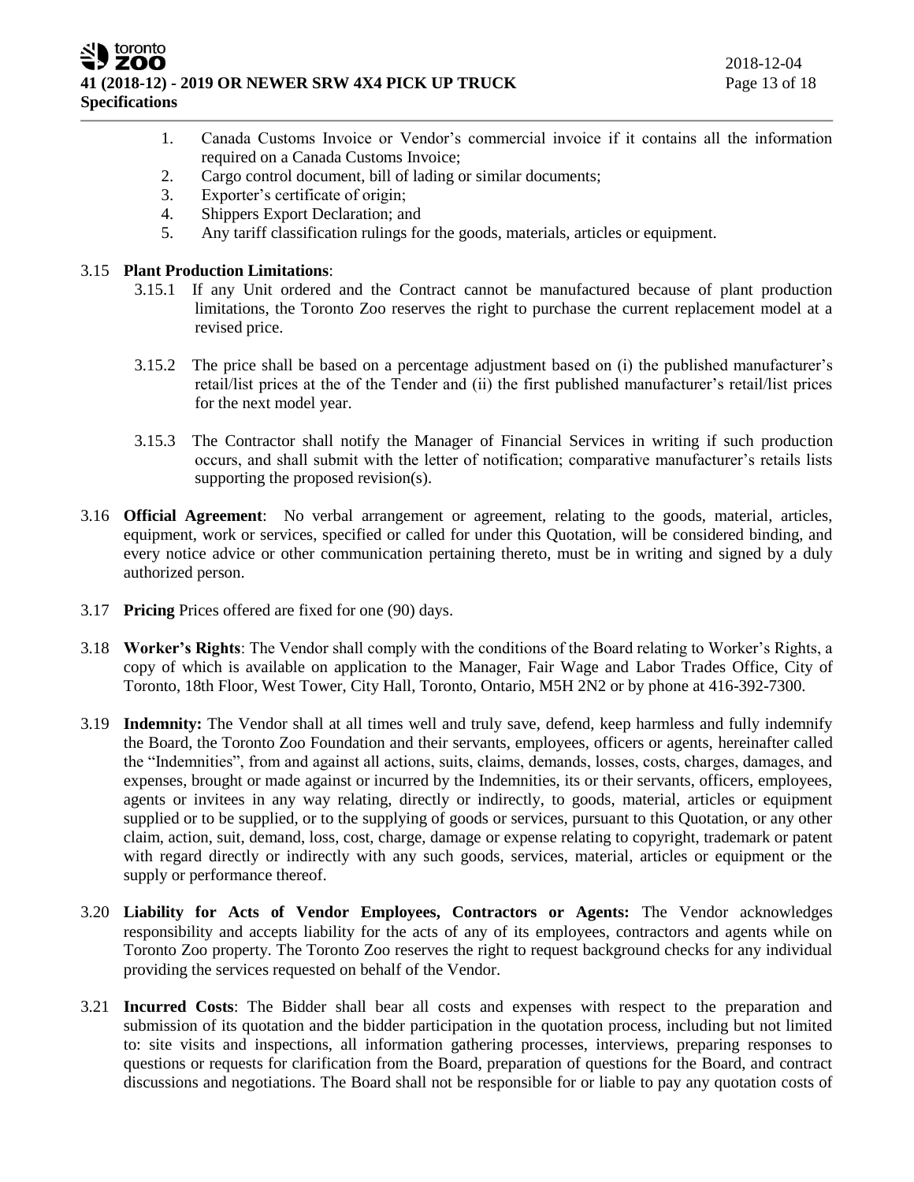1. Canada Customs Invoice or Vendor's commercial invoice if it contains all the information required on a Canada Customs Invoice;
2. Cargo control document, bill of lading or similar documents;
3. Exporter's certificate of origin;
4. Shippers Export Declaration; and
5. Any tariff classification rulings for the goods, materials, articles or equipment.

3.15 **Plant Production Limitations**:

3.15.1 If any Unit ordered and the Contract cannot be manufactured because of plant production limitations, the Toronto Zoo reserves the right to purchase the current replacement model at a revised price.

3.15.2 The price shall be based on a percentage adjustment based on (i) the published manufacturer's retail/list prices at the of the Tender and (ii) the first published manufacturer's retail/list prices for the next model year.

3.15.3 The Contractor shall notify the Manager of Financial Services in writing if such production occurs, and shall submit with the letter of notification; comparative manufacturer's retails lists supporting the proposed revision(s).

3.16 **Official Agreement**: No verbal arrangement or agreement, relating to the goods, material, articles, equipment, work or services, specified or called for under this Quotation, will be considered binding, and every notice advice or other communication pertaining thereto, must be in writing and signed by a duly authorized person.

3.17 **Pricing** Prices offered are fixed for one (90) days.

3.18 **Worker's Rights**: The Vendor shall comply with the conditions of the Board relating to Worker's Rights, a copy of which is available on application to the Manager, Fair Wage and Labor Trades Office, City of Toronto, 18th Floor, West Tower, City Hall, Toronto, Ontario, M5H 2N2 or by phone at 416-392-7300.

3.19 **Indemnity:** The Vendor shall at all times well and truly save, defend, keep harmless and fully indemnify the Board, the Toronto Zoo Foundation and their servants, employees, officers or agents, hereinafter called the "Indemnities", from and against all actions, suits, claims, demands, losses, costs, charges, damages, and expenses, brought or made against or incurred by the Indemnities, its or their servants, officers, employees, agents or invitees in any way relating, directly or indirectly, to goods, material, articles or equipment supplied or to be supplied, or to the supplying of goods or services, pursuant to this Quotation, or any other claim, action, suit, demand, loss, cost, charge, damage or expense relating to copyright, trademark or patent with regard directly or indirectly with any such goods, services, material, articles or equipment or the supply or performance thereof.

3.20 **Liability for Acts of Vendor Employees, Contractors or Agents:** The Vendor acknowledges responsibility and accepts liability for the acts of any of its employees, contractors and agents while on Toronto Zoo property. The Toronto Zoo reserves the right to request background checks for any individual providing the services requested on behalf of the Vendor.

3.21 **Incurred Costs**: The Bidder shall bear all costs and expenses with respect to the preparation and submission of its quotation and the bidder participation in the quotation process, including but not limited to: site visits and inspections, all information gathering processes, interviews, preparing responses to questions or requests for clarification from the Board, preparation of questions for the Board, and contract discussions and negotiations. The Board shall not be responsible for or liable to pay any quotation costs of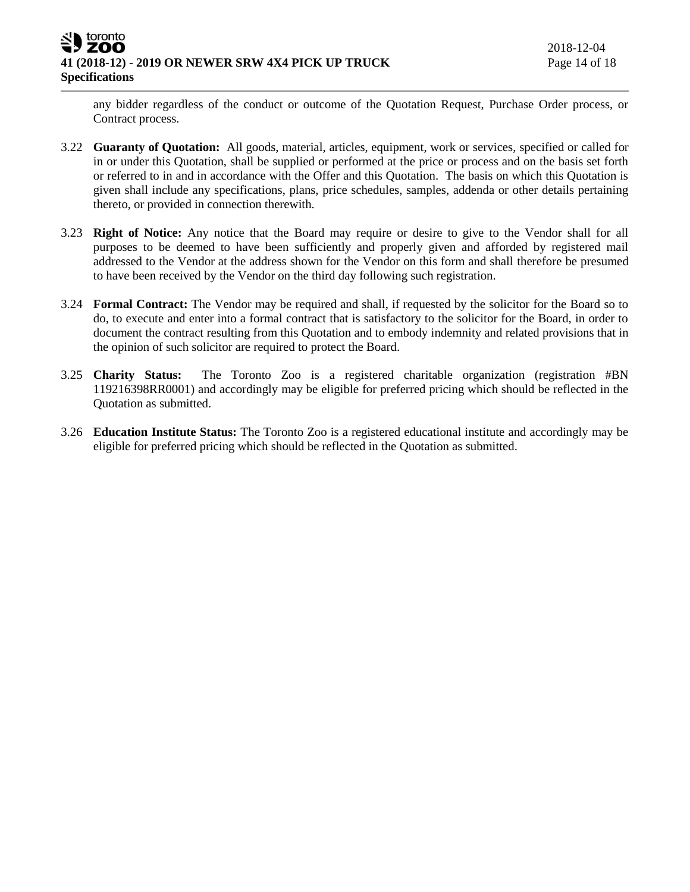any bidder regardless of the conduct or outcome of the Quotation Request, Purchase Order process, or Contract process.

3.22 **Guaranty of Quotation:** All goods, material, articles, equipment, work or services, specified or called for in or under this Quotation, shall be supplied or performed at the price or process and on the basis set forth or referred to in and in accordance with the Offer and this Quotation. The basis on which this Quotation is given shall include any specifications, plans, price schedules, samples, addenda or other details pertaining thereto, or provided in connection therewith.

3.23 **Right of Notice:** Any notice that the Board may require or desire to give to the Vendor shall for all purposes to be deemed to have been sufficiently and properly given and afforded by registered mail addressed to the Vendor at the address shown for the Vendor on this form and shall therefore be presumed to have been received by the Vendor on the third day following such registration.

3.24 **Formal Contract:** The Vendor may be required and shall, if requested by the solicitor for the Board so to do, to execute and enter into a formal contract that is satisfactory to the solicitor for the Board, in order to document the contract resulting from this Quotation and to embody indemnity and related provisions that in the opinion of such solicitor are required to protect the Board.

3.25 **Charity Status:** The Toronto Zoo is a registered charitable organization (registration #BN 119216398RR0001) and accordingly may be eligible for preferred pricing which should be reflected in the Quotation as submitted.

3.26 **Education Institute Status:** The Toronto Zoo is a registered educational institute and accordingly may be eligible for preferred pricing which should be reflected in the Quotation as submitted.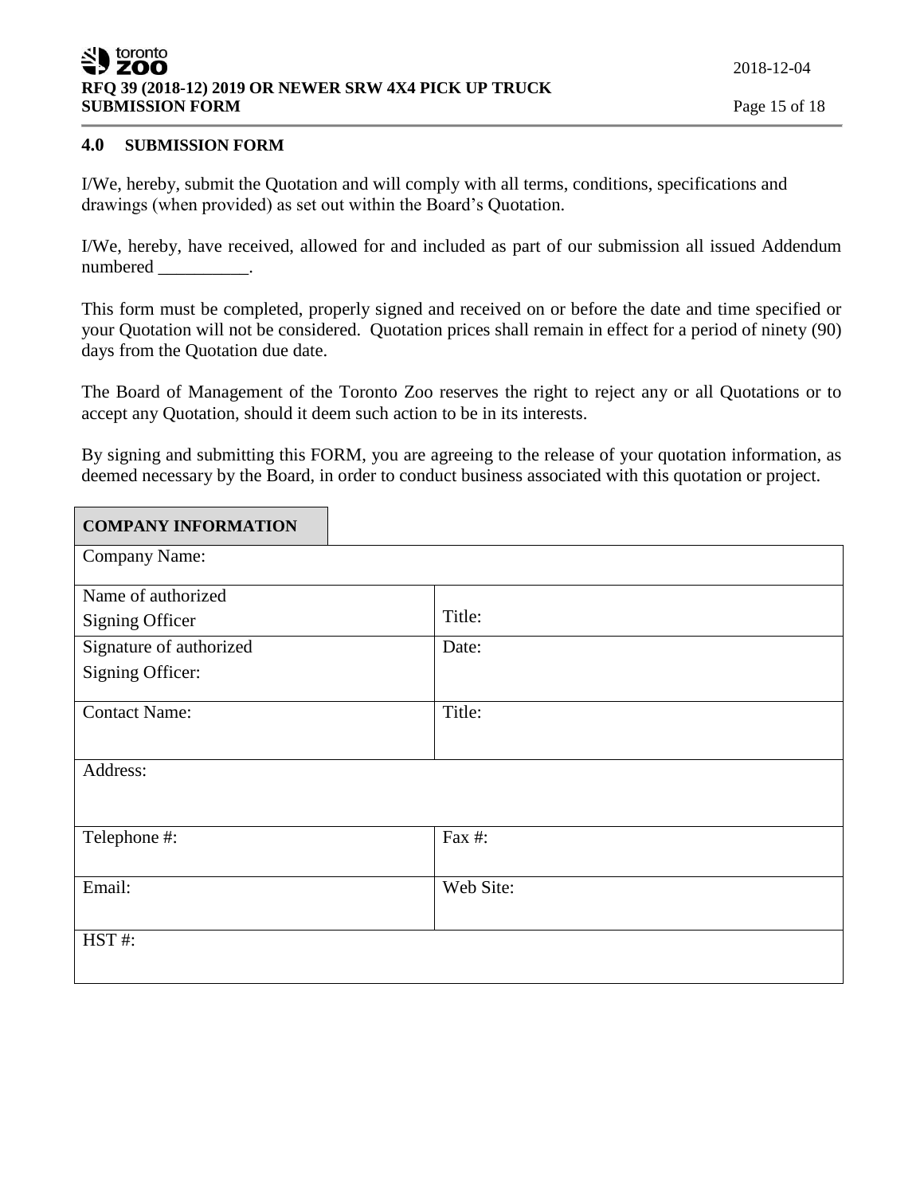## 4.0 SUBMISSION FORM

I/We, hereby, submit the Quotation and will comply with all terms, conditions, specifications and drawings (when provided) as set out within the Board's Quotation.

I/We, hereby, have received, allowed for and included as part of our submission all issued Addendum numbered __________.

This form must be completed, properly signed and received on or before the date and time specified or your Quotation will not be considered. Quotation prices shall remain in effect for a period of ninety (90) days from the Quotation due date.

The Board of Management of the Toronto Zoo reserves the right to reject any or all Quotations or to accept any Quotation, should it deem such action to be in its interests.

By signing and submitting this FORM, you are agreeing to the release of your quotation information, as deemed necessary by the Board, in order to conduct business associated with this quotation or project.

| **COMPANY INFORMATION** | |
|---|---|
| Company Name: | |
| Name of authorized Signing Officer | Title: |
| Signature of authorized Signing Officer: | Date: |
| Contact Name: | Title: |
| Address: | |
| Telephone #: | Fax #: |
| Email: | Web Site: |
| HST #: | |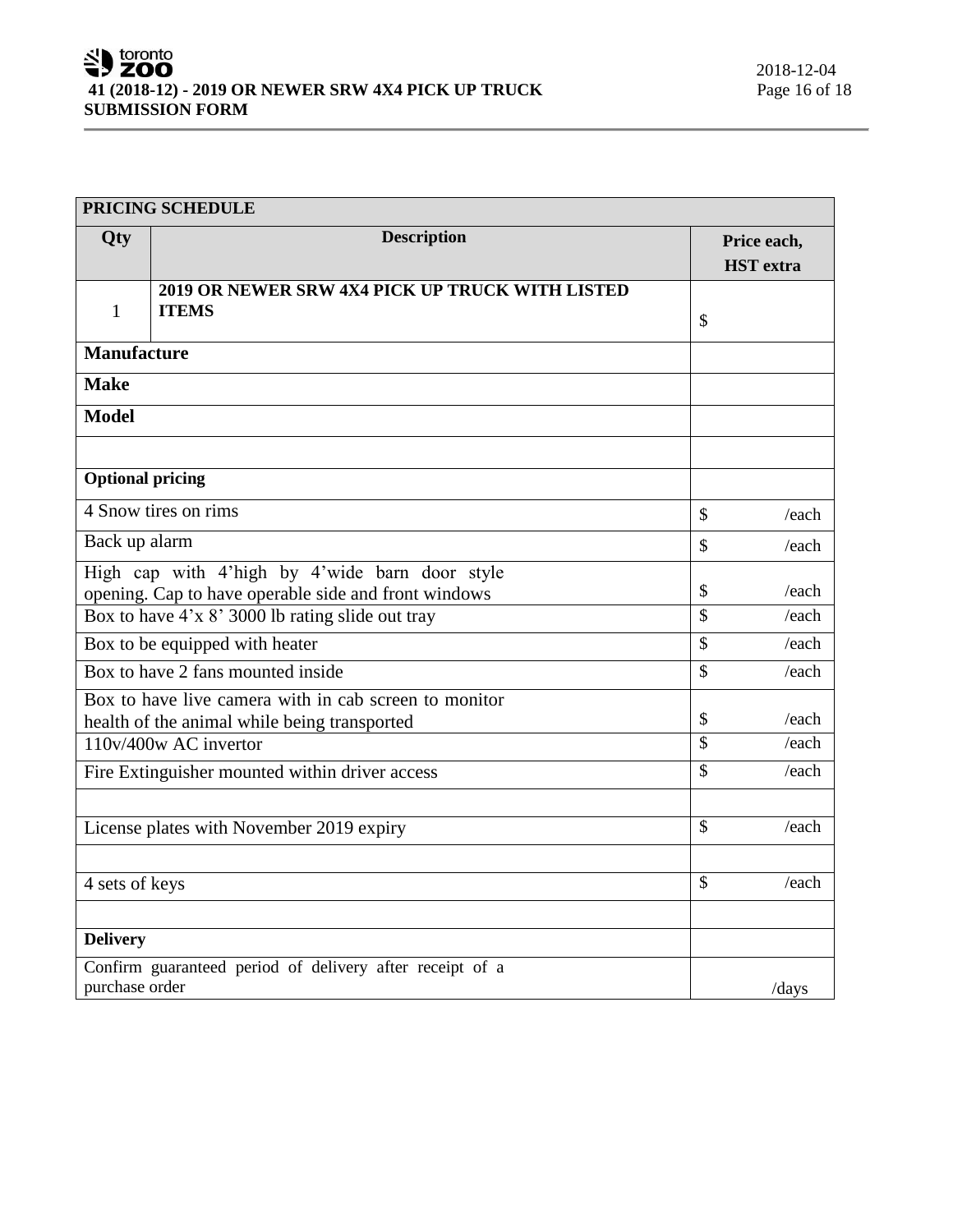| PRICING SCHEDULE | | |
|---|---|---|
| **Qty** | **Description** | **Price each, HST extra** |
| 1 | **2019 OR NEWER SRW 4X4 PICK UP TRUCK WITH LISTED ITEMS** | $ |
| **Manufacture** | | |
| **Make** | | |
| **Model** | | |
| | | |
| **Optional pricing** | | |
| 4 Snow tires on rims | | $ /each |
| Back up alarm | | $ /each |
| High cap with 4'high by 4'wide barn door style opening. Cap to have operable side and front windows | | $ /each |
| Box to have 4'x 8' 3000 lb rating slide out tray | | $ /each |
| Box to be equipped with heater | | $ /each |
| Box to have 2 fans mounted inside | | $ /each |
| Box to have live camera with in cab screen to monitor health of the animal while being transported | | $ /each |
| 110v/400w AC invertor | | $ /each |
| Fire Extinguisher mounted within driver access | | $ /each |
| | | |
| License plates with November 2019 expiry | | $ /each |
| | | |
| 4 sets of keys | | $ /each |
| | | |
| **Delivery** | | |
| Confirm guaranteed period of delivery after receipt of a purchase order | | /days |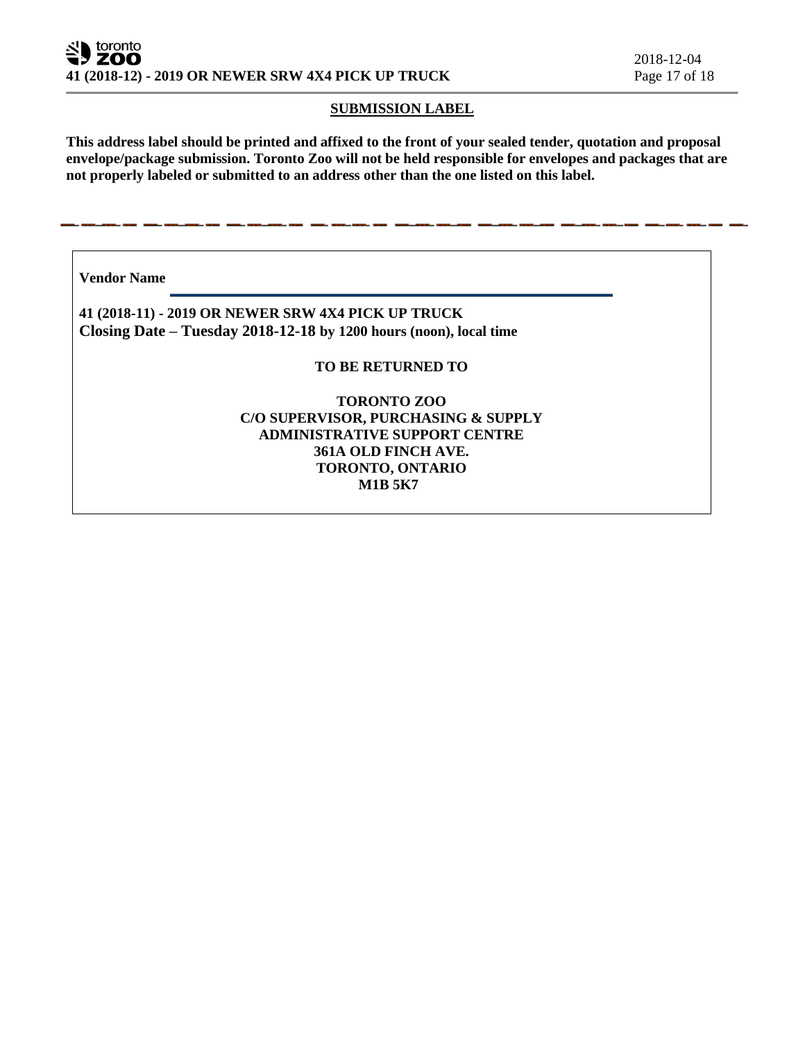## SUBMISSION LABEL

**This address label should be printed and affixed to the front of your sealed tender, quotation and proposal envelope/package submission. Toronto Zoo will not be held responsible for envelopes and packages that are not properly labeled or submitted to an address other than the one listed on this label.**

---

**Vendor Name** \_\_\_\_\_\_\_\_\_\_\_\_\_\_\_\_\_\_\_\_\_\_\_\_\_\_\_\_\_\_\_\_\_\_\_\_\_\_\_\_

**41 (2018-11) - 2019 OR NEWER SRW 4X4 PICK UP TRUCK**
**Closing Date – Tuesday 2018-12-18 by 1200 hours (noon), local time**

**TO BE RETURNED TO**

**TORONTO ZOO**
**C/O SUPERVISOR, PURCHASING & SUPPLY**
**ADMINISTRATIVE SUPPORT CENTRE**
**361A OLD FINCH AVE.**
**TORONTO, ONTARIO**
**M1B 5K7**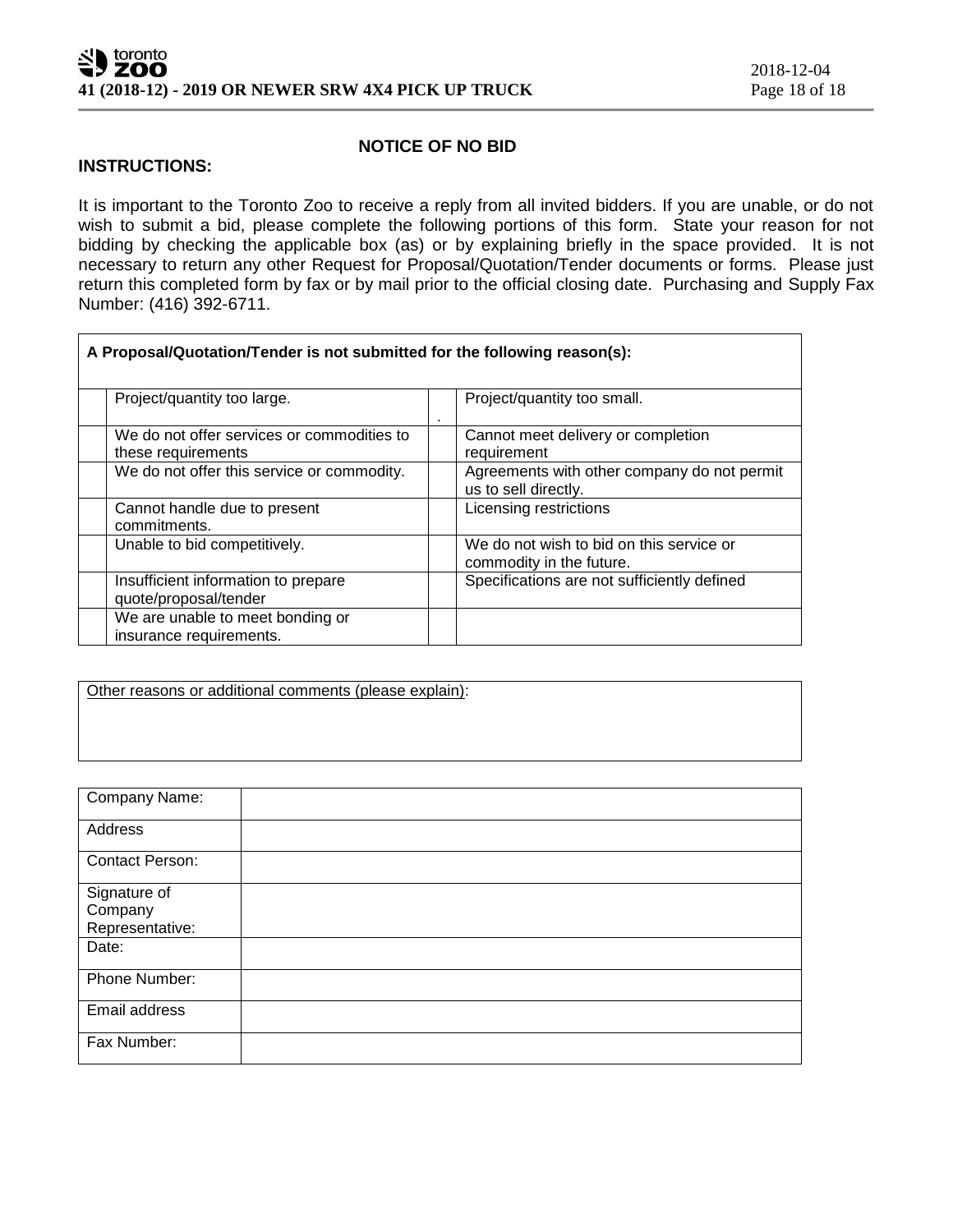## NOTICE OF NO BID

**INSTRUCTIONS:**

It is important to the Toronto Zoo to receive a reply from all invited bidders. If you are unable, or do not wish to submit a bid, please complete the following portions of this form. State your reason for not bidding by checking the applicable box (as) or by explaining briefly in the space provided. It is not necessary to return any other Request for Proposal/Quotation/Tender documents or forms. Please just return this completed form by fax or by mail prior to the official closing date. Purchasing and Supply Fax Number: (416) 392-6711.

**A Proposal/Quotation/Tender is not submitted for the following reason(s):**

| | | | |
|---|---|---|---|
| | Project/quantity too large. | . | Project/quantity too small. |
| | We do not offer services or commodities to these requirements | | Cannot meet delivery or completion requirement |
| | We do not offer this service or commodity. | | Agreements with other company do not permit us to sell directly. |
| | Cannot handle due to present commitments. | | Licensing restrictions |
| | Unable to bid competitively. | | We do not wish to bid on this service or commodity in the future. |
| | Insufficient information to prepare quote/proposal/tender | | Specifications are not sufficiently defined |
| | We are unable to meet bonding or insurance requirements. | | |

Other reasons or additional comments (please explain):

| | |
|---|---|
| Company Name: | |
| Address | |
| Contact Person: | |
| Signature of Company Representative: | |
| Date: | |
| Phone Number: | |
| Email address | |
| Fax Number: | |